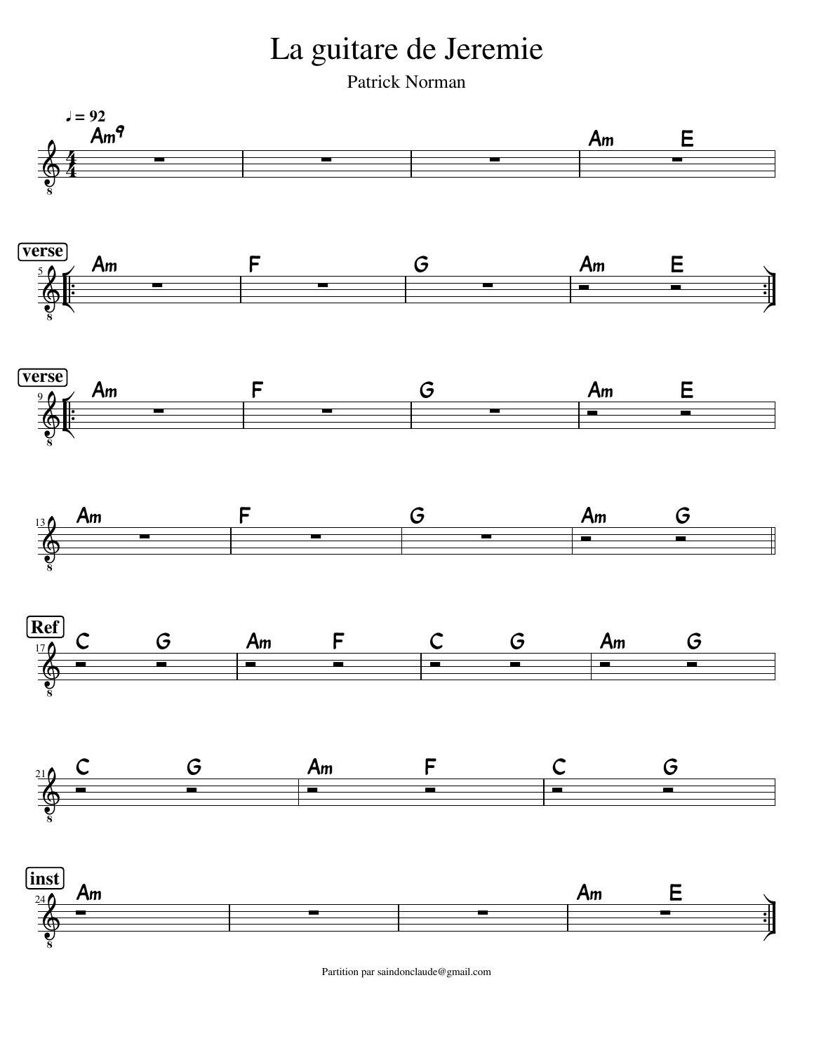# La guitare de Jeremie

Patrick Norman

♩ = 92

| Am9 | | | Am E |

**verse**

5 |: Am | F | G | Am E :|

**verse**

9 |: Am | F | G | Am E |

13 | Am | F | G | Am G ||

**Ref**

17 | C G | Am F | C G | Am G |

21 | C G | Am F | C G |

**inst**

24 | Am | | | Am E :|

Partition par saindonclaude@gmail.com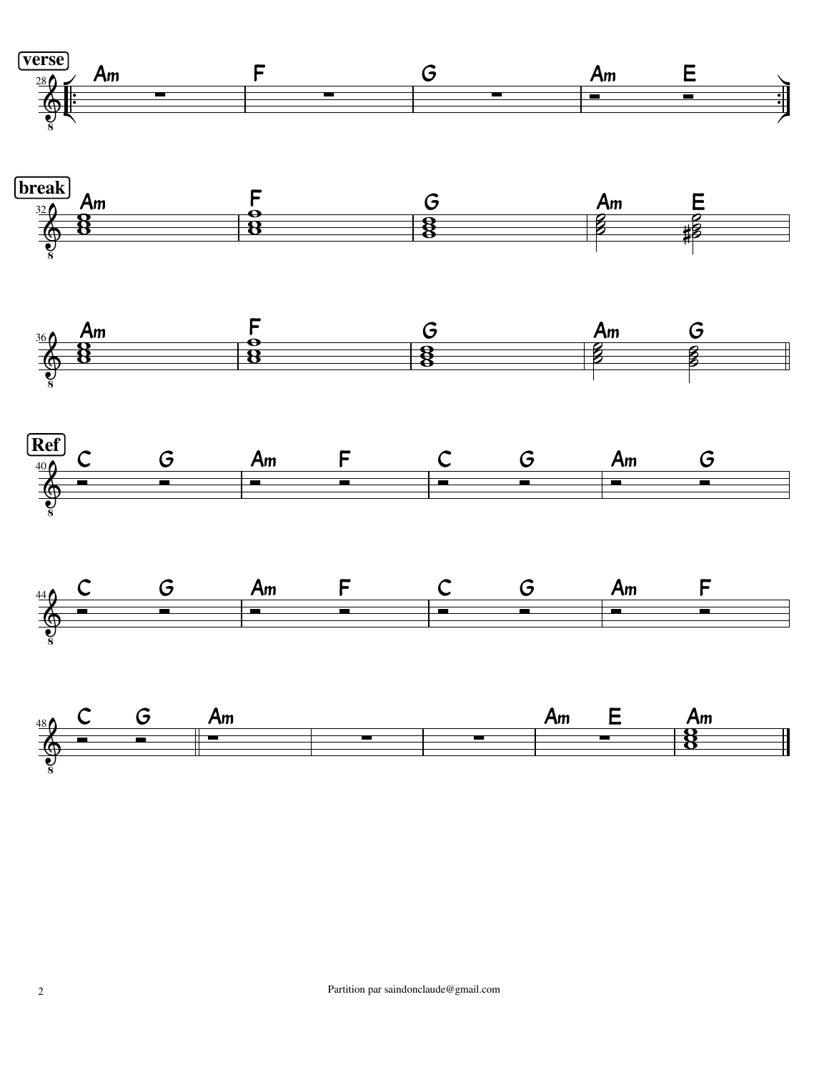**verse**

Am | F | G | Am E

**break**

Am | F | G | Am E

Am | F | G | Am G

**Ref**

C G | Am F | C G | Am G

C G | Am F | C G | Am F

C G | Am | | | Am E | Am